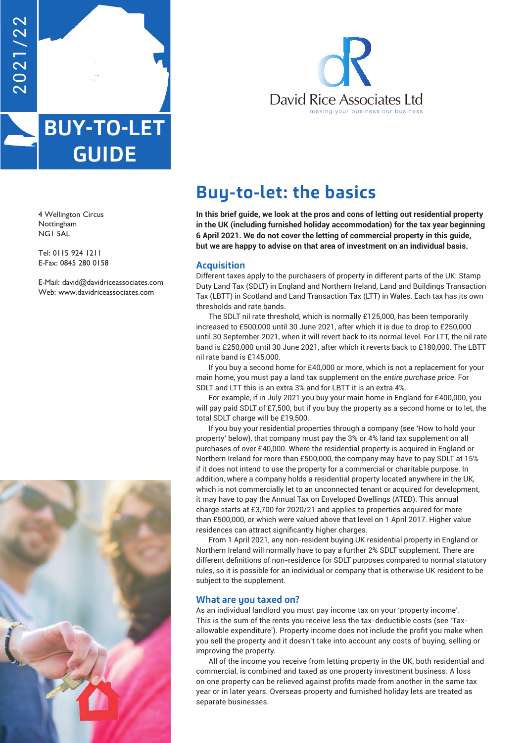2021/22

# BUY-TO-LET GUIDE

David Rice Associates Ltd
making your business our business

4 Wellington Circus
Nottingham
NG1 5AL

Tel: 0115 924 1211
E-Fax: 0845 280 0158

E-Mail: david@davidriceassociates.com
Web: www.davidriceassociates.com

## Buy-to-let: the basics

**In this brief guide, we look at the pros and cons of letting out residential property in the UK (including furnished holiday accommodation) for the tax year beginning 6 April 2021. We do not cover the letting of commercial property in this guide, but we are happy to advise on that area of investment on an individual basis.**

### Acquisition

Different taxes apply to the purchasers of property in different parts of the UK: Stamp Duty Land Tax (SDLT) in England and Northern Ireland, Land and Buildings Transaction Tax (LBTT) in Scotland and Land Transaction Tax (LTT) in Wales. Each tax has its own thresholds and rate bands.

The SDLT nil rate threshold, which is normally £125,000, has been temporarily increased to £500,000 until 30 June 2021, after which it is due to drop to £250,000 until 30 September 2021, when it will revert back to its normal level. For LTT, the nil rate band is £250,000 until 30 June 2021, after which it reverts back to £180,000. The LBTT nil rate band is £145,000.

If you buy a second home for £40,000 or more, which is not a replacement for your main home, you must pay a land tax supplement on the *entire purchase price*. For SDLT and LTT this is an extra 3% and for LBTT it is an extra 4%.

For example, if in July 2021 you buy your main home in England for £400,000, you will pay paid SDLT of £7,500, but if you buy the property as a second home or to let, the total SDLT charge will be £19,500.

If you buy your residential properties through a company (see 'How to hold your property' below), that company must pay the 3% or 4% land tax supplement on all purchases of over £40,000. Where the residential property is acquired in England or Northern Ireland for more than £500,000, the company may have to pay SDLT at 15% if it does not intend to use the property for a commercial or charitable purpose. In addition, where a company holds a residential property located anywhere in the UK, which is not commercially let to an unconnected tenant or acquired for development, it may have to pay the Annual Tax on Enveloped Dwellings (ATED). This annual charge starts at £3,700 for 2020/21 and applies to properties acquired for more than £500,000, or which were valued above that level on 1 April 2017. Higher value residences can attract significantly higher charges.

From 1 April 2021, any non-resident buying UK residential property in England or Northern Ireland will normally have to pay a further 2% SDLT supplement. There are different definitions of non-residence for SDLT purposes compared to normal statutory rules, so it is possible for an individual or company that is otherwise UK resident to be subject to the supplement.

### What are you taxed on?

As an individual landlord you must pay income tax on your 'property income'. This is the sum of the rents you receive less the tax-deductible costs (see 'Tax-allowable expenditure'). Property income does not include the profit you make when you sell the property and it doesn't take into account any costs of buying, selling or improving the property.

All of the income you receive from letting property in the UK, both residential and commercial, is combined and taxed as one property investment business. A loss on one property can be relieved against profits made from another in the same tax year or in later years. Overseas property and furnished holiday lets are treated as separate businesses.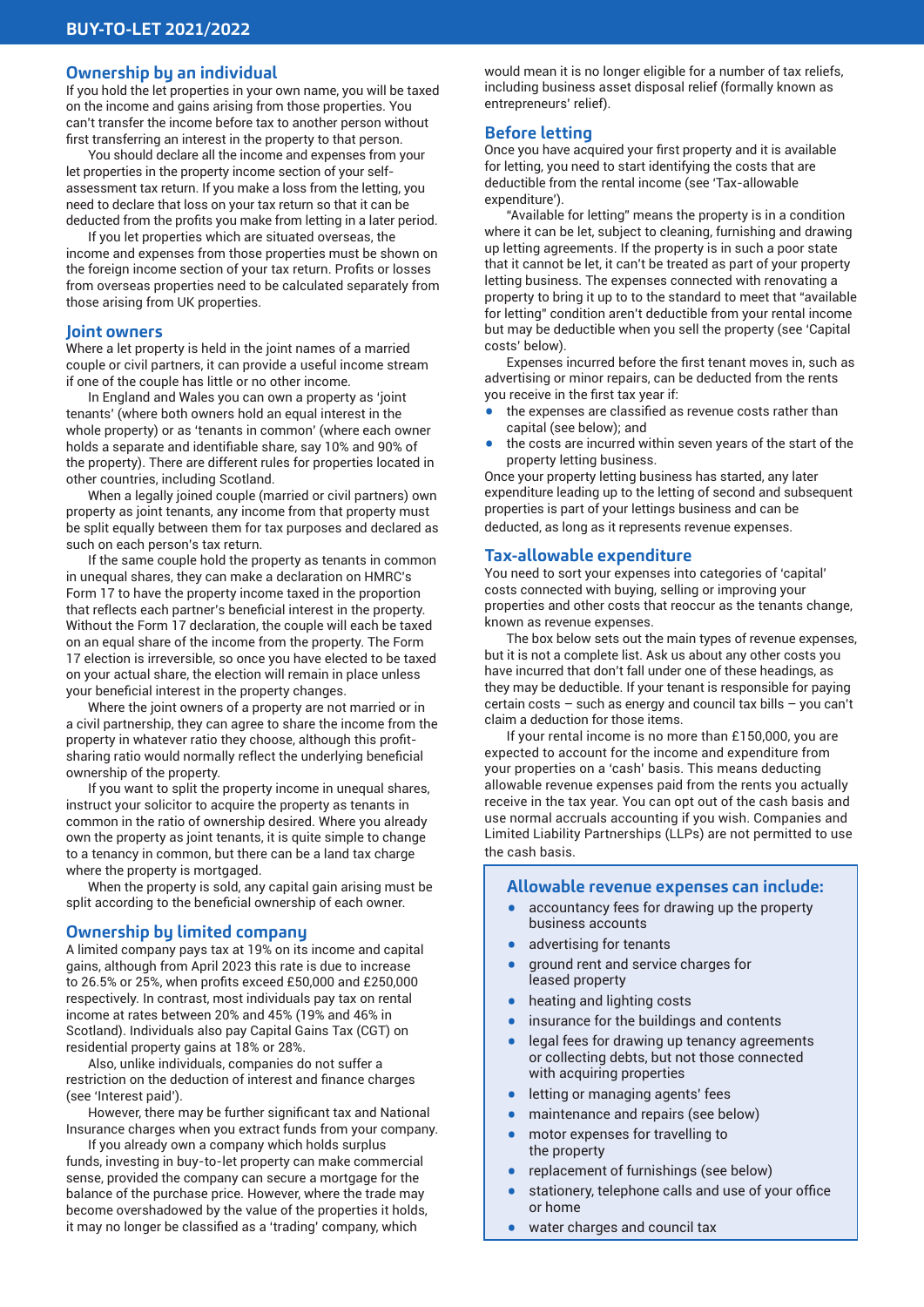## Ownership by an individual

If you hold the let properties in your own name, you will be taxed on the income and gains arising from those properties. You can't transfer the income before tax to another person without first transferring an interest in the property to that person.

You should declare all the income and expenses from your let properties in the property income section of your self-assessment tax return. If you make a loss from the letting, you need to declare that loss on your tax return so that it can be deducted from the profits you make from letting in a later period.

If you let properties which are situated overseas, the income and expenses from those properties must be shown on the foreign income section of your tax return. Profits or losses from overseas properties need to be calculated separately from those arising from UK properties.

## Joint owners

Where a let property is held in the joint names of a married couple or civil partners, it can provide a useful income stream if one of the couple has little or no other income.

In England and Wales you can own a property as 'joint tenants' (where both owners hold an equal interest in the whole property) or as 'tenants in common' (where each owner holds a separate and identifiable share, say 10% and 90% of the property). There are different rules for properties located in other countries, including Scotland.

When a legally joined couple (married or civil partners) own property as joint tenants, any income from that property must be split equally between them for tax purposes and declared as such on each person's tax return.

If the same couple hold the property as tenants in common in unequal shares, they can make a declaration on HMRC's Form 17 to have the property income taxed in the proportion that reflects each partner's beneficial interest in the property. Without the Form 17 declaration, the couple will each be taxed on an equal share of the income from the property. The Form 17 election is irreversible, so once you have elected to be taxed on your actual share, the election will remain in place unless your beneficial interest in the property changes.

Where the joint owners of a property are not married or in a civil partnership, they can agree to share the income from the property in whatever ratio they choose, although this profit-sharing ratio would normally reflect the underlying beneficial ownership of the property.

If you want to split the property income in unequal shares, instruct your solicitor to acquire the property as tenants in common in the ratio of ownership desired. Where you already own the property as joint tenants, it is quite simple to change to a tenancy in common, but there can be a land tax charge where the property is mortgaged.

When the property is sold, any capital gain arising must be split according to the beneficial ownership of each owner.

## Ownership by limited company

A limited company pays tax at 19% on its income and capital gains, although from April 2023 this rate is due to increase to 26.5% or 25%, when profits exceed £50,000 and £250,000 respectively. In contrast, most individuals pay tax on rental income at rates between 20% and 45% (19% and 46% in Scotland). Individuals also pay Capital Gains Tax (CGT) on residential property gains at 18% or 28%.

Also, unlike individuals, companies do not suffer a restriction on the deduction of interest and finance charges (see 'Interest paid').

However, there may be further significant tax and National Insurance charges when you extract funds from your company.

If you already own a company which holds surplus funds, investing in buy-to-let property can make commercial sense, provided the company can secure a mortgage for the balance of the purchase price. However, where the trade may become overshadowed by the value of the properties it holds, it may no longer be classified as a 'trading' company, which would mean it is no longer eligible for a number of tax reliefs, including business asset disposal relief (formally known as entrepreneurs' relief).

## Before letting

Once you have acquired your first property and it is available for letting, you need to start identifying the costs that are deductible from the rental income (see 'Tax-allowable expenditure').

"Available for letting" means the property is in a condition where it can be let, subject to cleaning, furnishing and drawing up letting agreements. If the property is in such a poor state that it cannot be let, it can't be treated as part of your property letting business. The expenses connected with renovating a property to bring it up to the standard to meet that "available for letting" condition aren't deductible from your rental income but may be deductible when you sell the property (see 'Capital costs' below).

Expenses incurred before the first tenant moves in, such as advertising or minor repairs, can be deducted from the rents you receive in the first tax year if:

- the expenses are classified as revenue costs rather than capital (see below); and
- the costs are incurred within seven years of the start of the property letting business.

Once your property letting business has started, any later expenditure leading up to the letting of second and subsequent properties is part of your lettings business and can be deducted, as long as it represents revenue expenses.

## Tax-allowable expenditure

You need to sort your expenses into categories of 'capital' costs connected with buying, selling or improving your properties and other costs that reoccur as the tenants change, known as revenue expenses.

The box below sets out the main types of revenue expenses, but it is not a complete list. Ask us about any other costs you have incurred that don't fall under one of these headings, as they may be deductible. If your tenant is responsible for paying certain costs – such as energy and council tax bills – you can't claim a deduction for those items.

If your rental income is no more than £150,000, you are expected to account for the income and expenditure from your properties on a 'cash' basis. This means deducting allowable revenue expenses paid from the rents you actually receive in the tax year. You can opt out of the cash basis and use normal accruals accounting if you wish. Companies and Limited Liability Partnerships (LLPs) are not permitted to use the cash basis.

### Allowable revenue expenses can include:

- accountancy fees for drawing up the property business accounts
- advertising for tenants
- ground rent and service charges for leased property
- heating and lighting costs
- insurance for the buildings and contents
- legal fees for drawing up tenancy agreements or collecting debts, but not those connected with acquiring properties
- letting or managing agents' fees
- maintenance and repairs (see below)
- motor expenses for travelling to the property
- replacement of furnishings (see below)
- stationery, telephone calls and use of your office or home
- water charges and council tax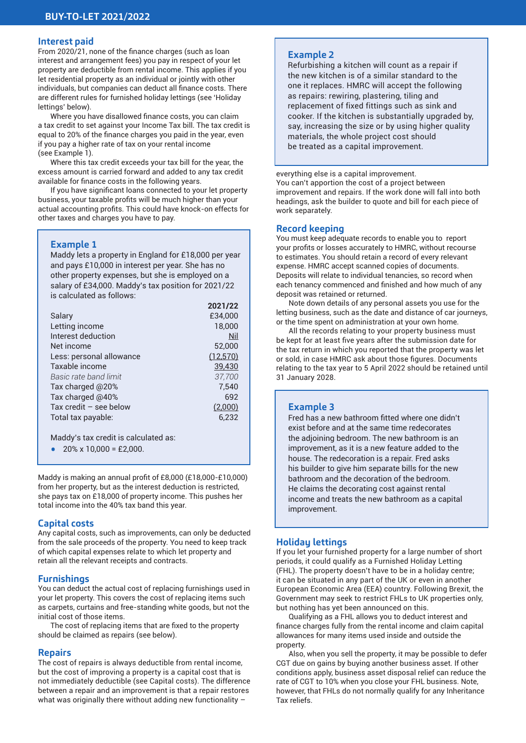## Interest paid

From 2020/21, none of the finance charges (such as loan interest and arrangement fees) you pay in respect of your let property are deductible from rental income. This applies if you let residential property as an individual or jointly with other individuals, but companies can deduct all finance costs. There are different rules for furnished holiday lettings (see 'Holiday lettings' below).

Where you have disallowed finance costs, you can claim a tax credit to set against your Income Tax bill. The tax credit is equal to 20% of the finance charges you paid in the year, even if you pay a higher rate of tax on your rental income (see Example 1).

Where this tax credit exceeds your tax bill for the year, the excess amount is carried forward and added to any tax credit available for finance costs in the following years.

If you have significant loans connected to your let property business, your taxable profits will be much higher than your actual accounting profits. This could have knock-on effects for other taxes and charges you have to pay.

### Example 1

Maddy lets a property in England for £18,000 per year and pays £10,000 in interest per year. She has no other property expenses, but she is employed on a salary of £34,000. Maddy's tax position for 2021/22 is calculated as follows:

| | 2021/22 |
|---|---|
| Salary | £34,000 |
| Letting income | 18,000 |
| Interest deduction | Nil |
| Net income | 52,000 |
| Less: personal allowance | (12,570) |
| Taxable income | 39,430 |
| *Basic rate band limit* | *37,700* |
| Tax charged @20% | 7,540 |
| Tax charged @40% | 692 |
| Tax credit – see below | (2,000) |
| Total tax payable: | 6,232 |

Maddy's tax credit is calculated as:

- 20% x 10,000 = £2,000.

Maddy is making an annual profit of £8,000 (£18,000-£10,000) from her property, but as the interest deduction is restricted, she pays tax on £18,000 of property income. This pushes her total income into the 40% tax band this year.

## Capital costs

Any capital costs, such as improvements, can only be deducted from the sale proceeds of the property. You need to keep track of which capital expenses relate to which let property and retain all the relevant receipts and contracts.

## Furnishings

You can deduct the actual cost of replacing furnishings used in your let property. This covers the cost of replacing items such as carpets, curtains and free-standing white goods, but not the initial cost of those items.

The cost of replacing items that are fixed to the property should be claimed as repairs (see below).

## Repairs

The cost of repairs is always deductible from rental income, but the cost of improving a property is a capital cost that is not immediately deductible (see Capital costs). The difference between a repair and an improvement is that a repair restores what was originally there without adding new functionality – everything else is a capital improvement.

You can't apportion the cost of a project between improvement and repairs. If the work done will fall into both headings, ask the builder to quote and bill for each piece of work separately.

### Example 2

Refurbishing a kitchen will count as a repair if the new kitchen is of a similar standard to the one it replaces. HMRC will accept the following as repairs: rewiring, plastering, tiling and replacement of fixed fittings such as sink and cooker. If the kitchen is substantially upgraded by, say, increasing the size or by using higher quality materials, the whole project cost should be treated as a capital improvement.

## Record keeping

You must keep adequate records to enable you to report your profits or losses accurately to HMRC, without recourse to estimates. You should retain a record of every relevant expense. HMRC accept scanned copies of documents. Deposits will relate to individual tenancies, so record when each tenancy commenced and finished and how much of any deposit was retained or returned.

Note down details of any personal assets you use for the letting business, such as the date and distance of car journeys, or the time spent on administration at your own home.

All the records relating to your property business must be kept for at least five years after the submission date for the tax return in which you reported that the property was let or sold, in case HMRC ask about those figures. Documents relating to the tax year to 5 April 2022 should be retained until 31 January 2028.

### Example 3

Fred has a new bathroom fitted where one didn't exist before and at the same time redecorates the adjoining bedroom. The new bathroom is an improvement, as it is a new feature added to the house. The redecoration is a repair. Fred asks his builder to give him separate bills for the new bathroom and the decoration of the bedroom. He claims the decorating cost against rental income and treats the new bathroom as a capital improvement.

## Holiday lettings

If you let your furnished property for a large number of short periods, it could qualify as a Furnished Holiday Letting (FHL). The property doesn't have to be in a holiday centre; it can be situated in any part of the UK or even in another European Economic Area (EEA) country. Following Brexit, the Government may seek to restrict FHLs to UK properties only, but nothing has yet been announced on this.

Qualifying as a FHL allows you to deduct interest and finance charges fully from the rental income and claim capital allowances for many items used inside and outside the property.

Also, when you sell the property, it may be possible to defer CGT due on gains by buying another business asset. If other conditions apply, business asset disposal relief can reduce the rate of CGT to 10% when you close your FHL business. Note, however, that FHLs do not normally qualify for any Inheritance Tax reliefs.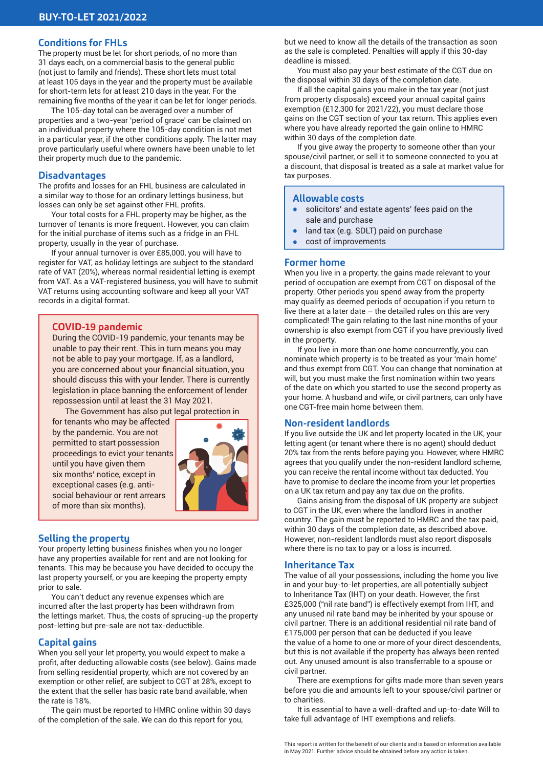## Conditions for FHLs

The property must be let for short periods, of no more than 31 days each, on a commercial basis to the general public (not just to family and friends). These short lets must total at least 105 days in the year and the property must be available for short-term lets for at least 210 days in the year. For the remaining five months of the year it can be let for longer periods.

The 105-day total can be averaged over a number of properties and a two-year 'period of grace' can be claimed on an individual property where the 105-day condition is not met in a particular year, if the other conditions apply. The latter may prove particularly useful where owners have been unable to let their property much due to the pandemic.

## Disadvantages

The profits and losses for an FHL business are calculated in a similar way to those for an ordinary lettings business, but losses can only be set against other FHL profits.

Your total costs for a FHL property may be higher, as the turnover of tenants is more frequent. However, you can claim for the initial purchase of items such as a fridge in an FHL property, usually in the year of purchase.

If your annual turnover is over £85,000, you will have to register for VAT, as holiday lettings are subject to the standard rate of VAT (20%), whereas normal residential letting is exempt from VAT. As a VAT-registered business, you will have to submit VAT returns using accounting software and keep all your VAT records in a digital format.

## COVID-19 pandemic

During the COVID-19 pandemic, your tenants may be unable to pay their rent. This in turn means you may not be able to pay your mortgage. If, as a landlord, you are concerned about your financial situation, you should discuss this with your lender. There is currently legislation in place banning the enforcement of lender repossession until at least the 31 May 2021.

The Government has also put legal protection in for tenants who may be affected by the pandemic. You are not permitted to start possession proceedings to evict your tenants until you have given them six months' notice, except in exceptional cases (e.g. anti-social behaviour or rent arrears of more than six months).

## Selling the property

Your property letting business finishes when you no longer have any properties available for rent and are not looking for tenants. This may be because you have decided to occupy the last property yourself, or you are keeping the property empty prior to sale.

You can't deduct any revenue expenses which are incurred after the last property has been withdrawn from the lettings market. Thus, the costs of sprucing-up the property post-letting but pre-sale are not tax-deductible.

## Capital gains

When you sell your let property, you would expect to make a profit, after deducting allowable costs (see below). Gains made from selling residential property, which are not covered by an exemption or other relief, are subject to CGT at 28%, except to the extent that the seller has basic rate band available, when the rate is 18%.

The gain must be reported to HMRC online within 30 days of the completion of the sale. We can do this report for you, but we need to know all the details of the transaction as soon as the sale is completed. Penalties will apply if this 30-day deadline is missed.

You must also pay your best estimate of the CGT due on the disposal within 30 days of the completion date.

If all the capital gains you make in the tax year (not just from property disposals) exceed your annual capital gains exemption (£12,300 for 2021/22), you must declare those gains on the CGT section of your tax return. This applies even where you have already reported the gain online to HMRC within 30 days of the completion date.

If you give away the property to someone other than your spouse/civil partner, or sell it to someone connected to you at a discount, that disposal is treated as a sale at market value for tax purposes.

### Allowable costs

- solicitors' and estate agents' fees paid on the sale and purchase
- land tax (e.g. SDLT) paid on purchase
- cost of improvements

## Former home

When you live in a property, the gains made relevant to your period of occupation are exempt from CGT on disposal of the property. Other periods you spend away from the property may qualify as deemed periods of occupation if you return to live there at a later date – the detailed rules on this are very complicated! The gain relating to the last nine months of your ownership is also exempt from CGT if you have previously lived in the property.

If you live in more than one home concurrently, you can nominate which property is to be treated as your 'main home' and thus exempt from CGT. You can change that nomination at will, but you must make the first nomination within two years of the date on which you started to use the second property as your home. A husband and wife, or civil partners, can only have one CGT-free main home between them.

## Non-resident landlords

If you live outside the UK and let property located in the UK, your letting agent (or tenant where there is no agent) should deduct 20% tax from the rents before paying you. However, where HMRC agrees that you qualify under the non-resident landlord scheme, you can receive the rental income without tax deducted. You have to promise to declare the income from your let properties on a UK tax return and pay any tax due on the profits.

Gains arising from the disposal of UK property are subject to CGT in the UK, even where the landlord lives in another country. The gain must be reported to HMRC and the tax paid, within 30 days of the completion date, as described above. However, non-resident landlords must also report disposals where there is no tax to pay or a loss is incurred.

## Inheritance Tax

The value of all your possessions, including the home you live in and your buy-to-let properties, are all potentially subject to Inheritance Tax (IHT) on your death. However, the first £325,000 ("nil rate band") is effectively exempt from IHT, and any unused nil rate band may be inherited by your spouse or civil partner. There is an additional residential nil rate band of £175,000 per person that can be deducted if you leave the value of a home to one or more of your direct descendents, but this is not available if the property has always been rented out. Any unused amount is also transferrable to a spouse or civil partner.

There are exemptions for gifts made more than seven years before you die and amounts left to your spouse/civil partner or to charities.

It is essential to have a well-drafted and up-to-date Will to take full advantage of IHT exemptions and reliefs.

This report is written for the benefit of our clients and is based on information available in May 2021. Further advice should be obtained before any action is taken.